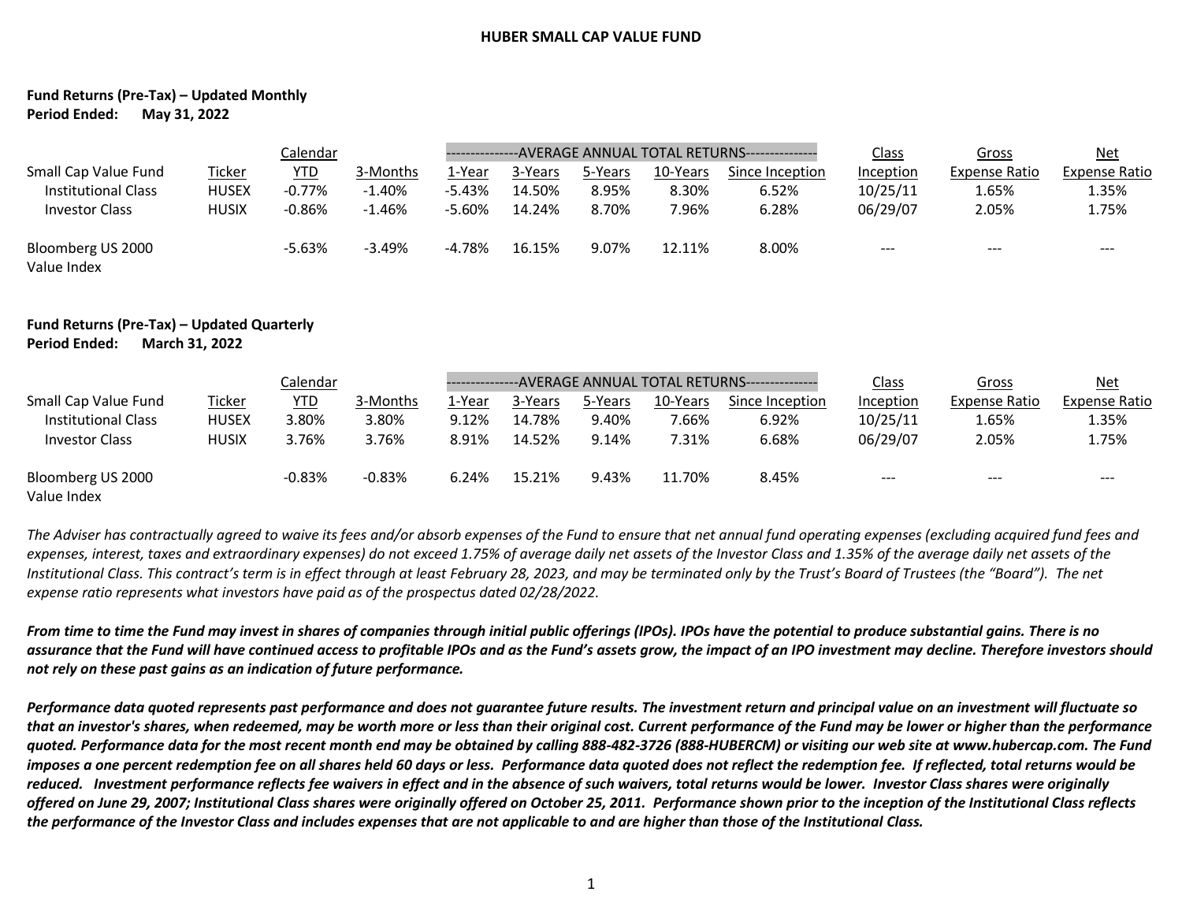# HUBER SMALL CAP VALUE FUND

**Fund Returns (Pre-Tax) – Updated Monthly**
**Period Ended: May 31, 2022**

| Small Cap Value Fund | Ticker | Calendar YTD | 3-Months | AVERAGE ANNUAL TOTAL RETURNS 1-Year | 3-Years | 5-Years | 10-Years | Since Inception | Class Inception | Gross Expense Ratio | Net Expense Ratio |
|---|---|---|---|---|---|---|---|---|---|---|---|
| Institutional Class | HUSEX | -0.77% | -1.40% | -5.43% | 14.50% | 8.95% | 8.30% | 6.52% | 10/25/11 | 1.65% | 1.35% |
| Investor Class | HUSIX | -0.86% | -1.46% | -5.60% | 14.24% | 8.70% | 7.96% | 6.28% | 06/29/07 | 2.05% | 1.75% |
| Bloomberg US 2000 Value Index | | -5.63% | -3.49% | -4.78% | 16.15% | 9.07% | 12.11% | 8.00% | --- | --- | --- |

**Fund Returns (Pre-Tax) – Updated Quarterly**
**Period Ended: March 31, 2022**

| Small Cap Value Fund | Ticker | Calendar YTD | 3-Months | AVERAGE ANNUAL TOTAL RETURNS 1-Year | 3-Years | 5-Years | 10-Years | Since Inception | Class Inception | Gross Expense Ratio | Net Expense Ratio |
|---|---|---|---|---|---|---|---|---|---|---|---|
| Institutional Class | HUSEX | 3.80% | 3.80% | 9.12% | 14.78% | 9.40% | 7.66% | 6.92% | 10/25/11 | 1.65% | 1.35% |
| Investor Class | HUSIX | 3.76% | 3.76% | 8.91% | 14.52% | 9.14% | 7.31% | 6.68% | 06/29/07 | 2.05% | 1.75% |
| Bloomberg US 2000 Value Index | | -0.83% | -0.83% | 6.24% | 15.21% | 9.43% | 11.70% | 8.45% | --- | --- | --- |

*The Adviser has contractually agreed to waive its fees and/or absorb expenses of the Fund to ensure that net annual fund operating expenses (excluding acquired fund fees and expenses, interest, taxes and extraordinary expenses) do not exceed 1.75% of average daily net assets of the Investor Class and 1.35% of the average daily net assets of the Institutional Class. This contract's term is in effect through at least February 28, 2023, and may be terminated only by the Trust's Board of Trustees (the "Board"). The net expense ratio represents what investors have paid as of the prospectus dated 02/28/2022.*

***From time to time the Fund may invest in shares of companies through initial public offerings (IPOs). IPOs have the potential to produce substantial gains. There is no assurance that the Fund will have continued access to profitable IPOs and as the Fund's assets grow, the impact of an IPO investment may decline. Therefore investors should not rely on these past gains as an indication of future performance.***

***Performance data quoted represents past performance and does not guarantee future results. The investment return and principal value on an investment will fluctuate so that an investor's shares, when redeemed, may be worth more or less than their original cost. Current performance of the Fund may be lower or higher than the performance quoted. Performance data for the most recent month end may be obtained by calling 888-482-3726 (888-HUBERCM) or visiting our web site at www.hubercap.com. The Fund imposes a one percent redemption fee on all shares held 60 days or less. Performance data quoted does not reflect the redemption fee. If reflected, total returns would be reduced. Investment performance reflects fee waivers in effect and in the absence of such waivers, total returns would be lower. Investor Class shares were originally offered on June 29, 2007; Institutional Class shares were originally offered on October 25, 2011. Performance shown prior to the inception of the Institutional Class reflects the performance of the Investor Class and includes expenses that are not applicable to and are higher than those of the Institutional Class.***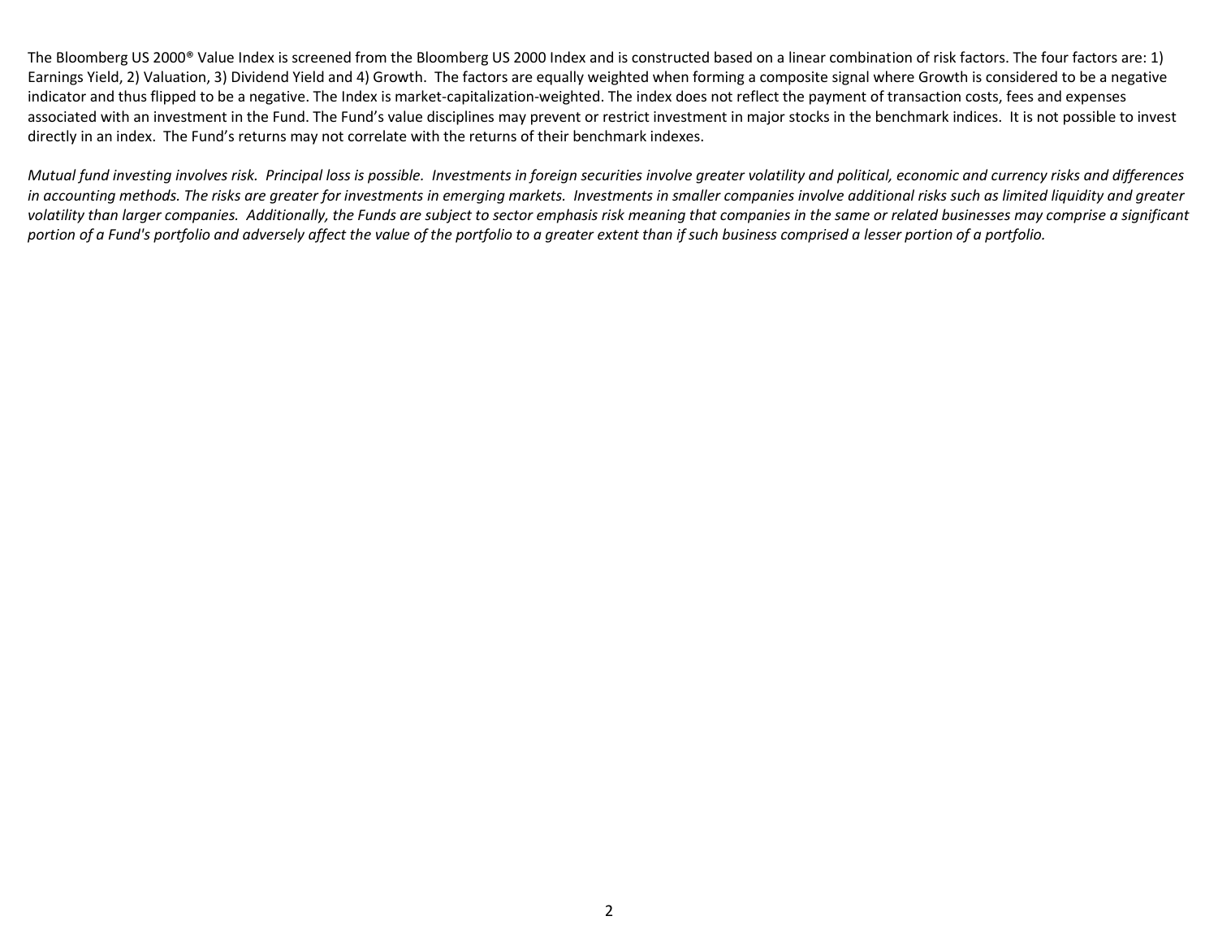The Bloomberg US 2000® Value Index is screened from the Bloomberg US 2000 Index and is constructed based on a linear combination of risk factors. The four factors are: 1) Earnings Yield, 2) Valuation, 3) Dividend Yield and 4) Growth. The factors are equally weighted when forming a composite signal where Growth is considered to be a negative indicator and thus flipped to be a negative. The Index is market-capitalization-weighted. The index does not reflect the payment of transaction costs, fees and expenses associated with an investment in the Fund. The Fund's value disciplines may prevent or restrict investment in major stocks in the benchmark indices. It is not possible to invest directly in an index. The Fund's returns may not correlate with the returns of their benchmark indexes.

*Mutual fund investing involves risk. Principal loss is possible. Investments in foreign securities involve greater volatility and political, economic and currency risks and differences in accounting methods. The risks are greater for investments in emerging markets. Investments in smaller companies involve additional risks such as limited liquidity and greater volatility than larger companies. Additionally, the Funds are subject to sector emphasis risk meaning that companies in the same or related businesses may comprise a significant portion of a Fund's portfolio and adversely affect the value of the portfolio to a greater extent than if such business comprised a lesser portion of a portfolio.*